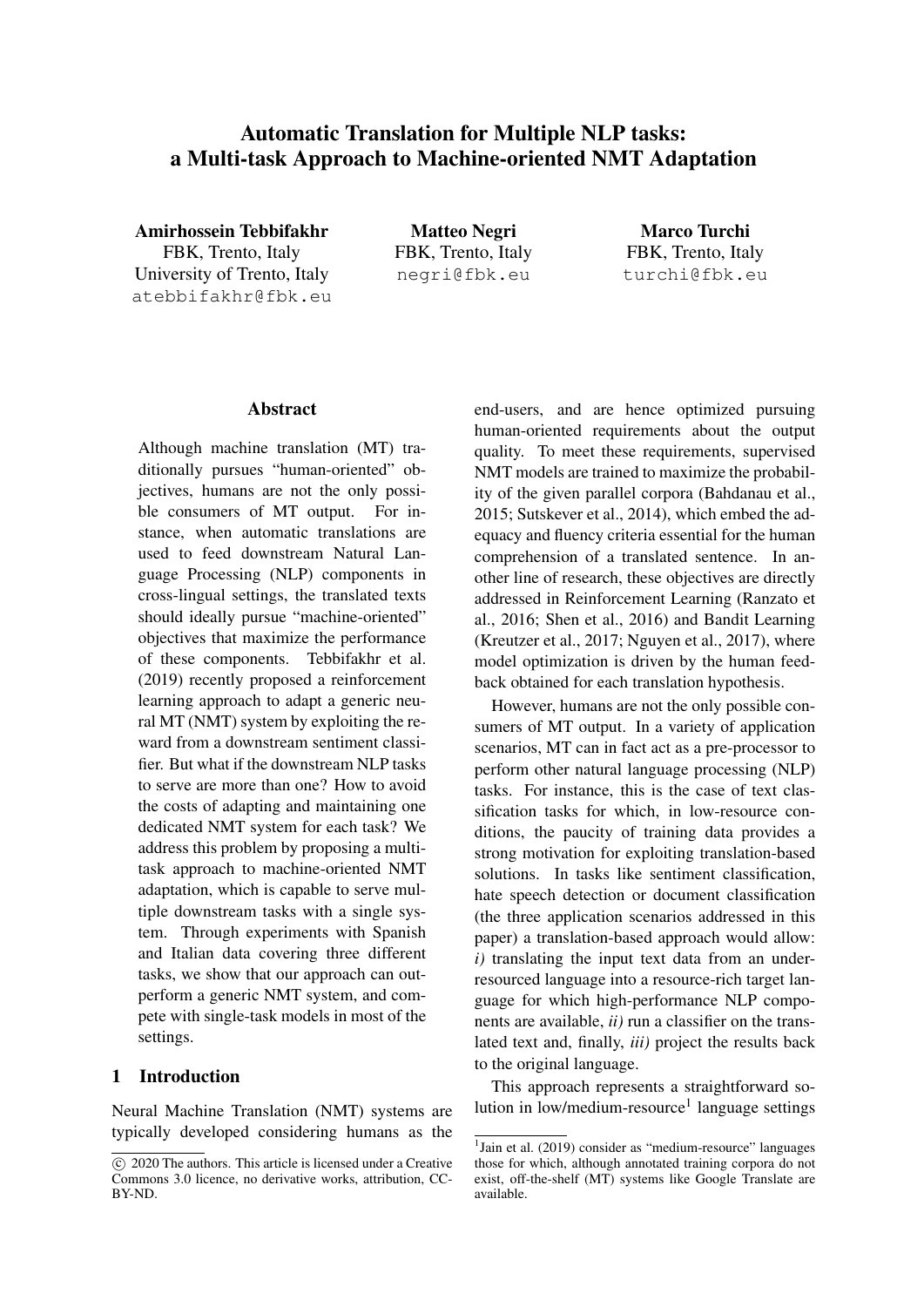# Automatic Translation for Multiple NLP tasks: a Multi-task Approach to Machine-oriented NMT Adaptation

**Amirhossein Tebbifakhr**
FBK, Trento, Italy
University of Trento, Italy
atebbifakhr@fbk.eu

**Matteo Negri**
FBK, Trento, Italy
negri@fbk.eu

**Marco Turchi**
FBK, Trento, Italy
turchi@fbk.eu

## Abstract

Although machine translation (MT) traditionally pursues "human-oriented" objectives, humans are not the only possible consumers of MT output. For instance, when automatic translations are used to feed downstream Natural Language Processing (NLP) components in cross-lingual settings, the translated texts should ideally pursue "machine-oriented" objectives that maximize the performance of these components. Tebbifakhr et al. (2019) recently proposed a reinforcement learning approach to adapt a generic neural MT (NMT) system by exploiting the reward from a downstream sentiment classifier. But what if the downstream NLP tasks to serve are more than one? How to avoid the costs of adapting and maintaining one dedicated NMT system for each task? We address this problem by proposing a multi-task approach to machine-oriented NMT adaptation, which is capable to serve multiple downstream tasks with a single system. Through experiments with Spanish and Italian data covering three different tasks, we show that our approach can outperform a generic NMT system, and compete with single-task models in most of the settings.

## 1 Introduction

Neural Machine Translation (NMT) systems are typically developed considering humans as the end-users, and are hence optimized pursuing human-oriented requirements about the output quality. To meet these requirements, supervised NMT models are trained to maximize the probability of the given parallel corpora (Bahdanau et al., 2015; Sutskever et al., 2014), which embed the adequacy and fluency criteria essential for the human comprehension of a translated sentence. In another line of research, these objectives are directly addressed in Reinforcement Learning (Ranzato et al., 2016; Shen et al., 2016) and Bandit Learning (Kreutzer et al., 2017; Nguyen et al., 2017), where model optimization is driven by the human feedback obtained for each translation hypothesis.

However, humans are not the only possible consumers of MT output. In a variety of application scenarios, MT can in fact act as a pre-processor to perform other natural language processing (NLP) tasks. For instance, this is the case of text classification tasks for which, in low-resource conditions, the paucity of training data provides a strong motivation for exploiting translation-based solutions. In tasks like sentiment classification, hate speech detection or document classification (the three application scenarios addressed in this paper) a translation-based approach would allow: *i)* translating the input text data from an under-resourced language into a resource-rich target language for which high-performance NLP components are available, *ii)* run a classifier on the translated text and, finally, *iii)* project the results back to the original language.

This approach represents a straightforward solution in low/medium-resource[1] language settings

---

© 2020 The authors. This article is licensed under a Creative Commons 3.0 licence, no derivative works, attribution, CC-BY-ND.

[1] Jain et al. (2019) consider as "medium-resource" languages those for which, although annotated training corpora do not exist, off-the-shelf (MT) systems like Google Translate are available.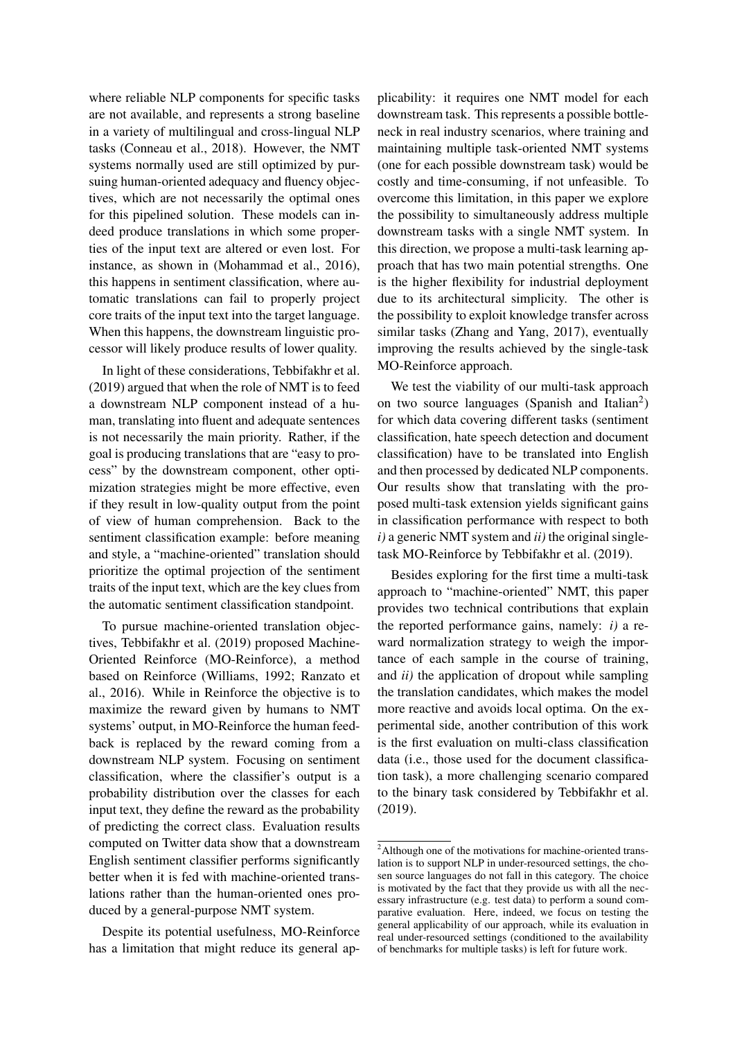where reliable NLP components for specific tasks are not available, and represents a strong baseline in a variety of multilingual and cross-lingual NLP tasks (Conneau et al., 2018). However, the NMT systems normally used are still optimized by pursuing human-oriented adequacy and fluency objectives, which are not necessarily the optimal ones for this pipelined solution. These models can indeed produce translations in which some properties of the input text are altered or even lost. For instance, as shown in (Mohammad et al., 2016), this happens in sentiment classification, where automatic translations can fail to properly project core traits of the input text into the target language. When this happens, the downstream linguistic processor will likely produce results of lower quality.

In light of these considerations, Tebbifakhr et al. (2019) argued that when the role of NMT is to feed a downstream NLP component instead of a human, translating into fluent and adequate sentences is not necessarily the main priority. Rather, if the goal is producing translations that are "easy to process" by the downstream component, other optimization strategies might be more effective, even if they result in low-quality output from the point of view of human comprehension. Back to the sentiment classification example: before meaning and style, a "machine-oriented" translation should prioritize the optimal projection of the sentiment traits of the input text, which are the key clues from the automatic sentiment classification standpoint.

To pursue machine-oriented translation objectives, Tebbifakhr et al. (2019) proposed Machine-Oriented Reinforce (MO-Reinforce), a method based on Reinforce (Williams, 1992; Ranzato et al., 2016). While in Reinforce the objective is to maximize the reward given by humans to NMT systems' output, in MO-Reinforce the human feedback is replaced by the reward coming from a downstream NLP system. Focusing on sentiment classification, where the classifier's output is a probability distribution over the classes for each input text, they define the reward as the probability of predicting the correct class. Evaluation results computed on Twitter data show that a downstream English sentiment classifier performs significantly better when it is fed with machine-oriented translations rather than the human-oriented ones produced by a general-purpose NMT system.

Despite its potential usefulness, MO-Reinforce has a limitation that might reduce its general applicability: it requires one NMT model for each downstream task. This represents a possible bottleneck in real industry scenarios, where training and maintaining multiple task-oriented NMT systems (one for each possible downstream task) would be costly and time-consuming, if not unfeasible. To overcome this limitation, in this paper we explore the possibility to simultaneously address multiple downstream tasks with a single NMT system. In this direction, we propose a multi-task learning approach that has two main potential strengths. One is the higher flexibility for industrial deployment due to its architectural simplicity. The other is the possibility to exploit knowledge transfer across similar tasks (Zhang and Yang, 2017), eventually improving the results achieved by the single-task MO-Reinforce approach.

We test the viability of our multi-task approach on two source languages (Spanish and Italian[2]) for which data covering different tasks (sentiment classification, hate speech detection and document classification) have to be translated into English and then processed by dedicated NLP components. Our results show that translating with the proposed multi-task extension yields significant gains in classification performance with respect to both *i)* a generic NMT system and *ii)* the original single-task MO-Reinforce by Tebbifakhr et al. (2019).

Besides exploring for the first time a multi-task approach to "machine-oriented" NMT, this paper provides two technical contributions that explain the reported performance gains, namely: *i)* a reward normalization strategy to weigh the importance of each sample in the course of training, and *ii)* the application of dropout while sampling the translation candidates, which makes the model more reactive and avoids local optima. On the experimental side, another contribution of this work is the first evaluation on multi-class classification data (i.e., those used for the document classification task), a more challenging scenario compared to the binary task considered by Tebbifakhr et al. (2019).

[2]Although one of the motivations for machine-oriented translation is to support NLP in under-resourced settings, the chosen source languages do not fall in this category. The choice is motivated by the fact that they provide us with all the necessary infrastructure (e.g. test data) to perform a sound comparative evaluation. Here, indeed, we focus on testing the general applicability of our approach, while its evaluation in real under-resourced settings (conditioned to the availability of benchmarks for multiple tasks) is left for future work.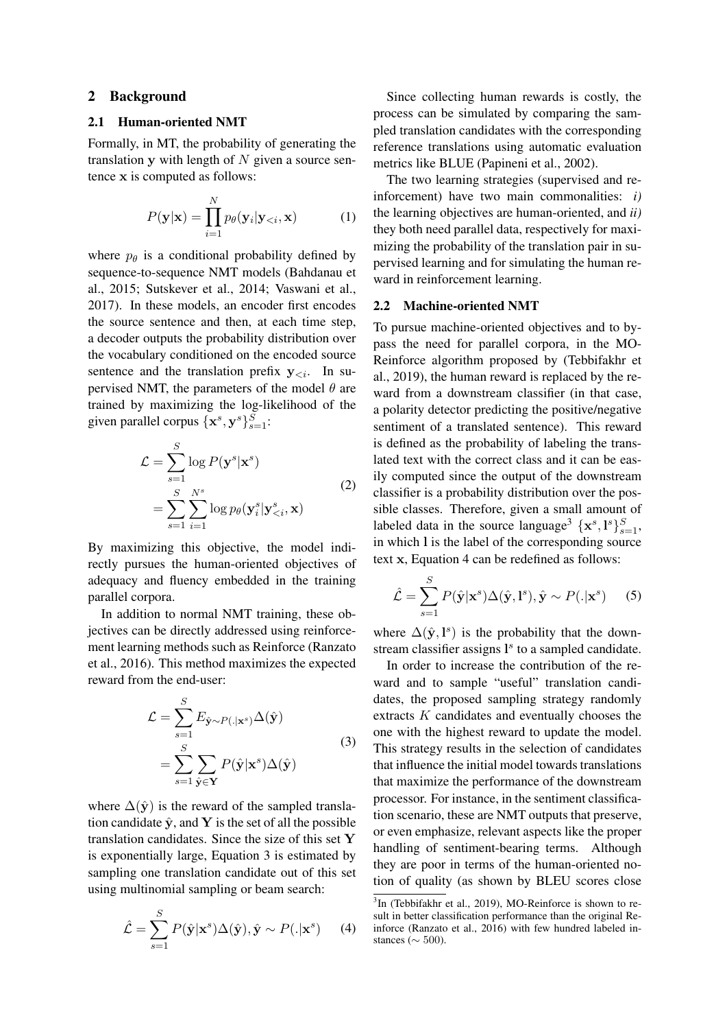## 2 Background

### 2.1 Human-oriented NMT

Formally, in MT, the probability of generating the translation $\mathbf{y}$ with length of $N$ given a source sentence $\mathbf{x}$ is computed as follows:

$$P(\mathbf{y}|\mathbf{x}) = \prod_{i=1}^{N} p_\theta(\mathbf{y}_i|\mathbf{y}_{<i}, \mathbf{x}) \tag{1}$$

where $p_\theta$ is a conditional probability defined by sequence-to-sequence NMT models (Bahdanau et al., 2015; Sutskever et al., 2014; Vaswani et al., 2017). In these models, an encoder first encodes the source sentence and then, at each time step, a decoder outputs the probability distribution over the vocabulary conditioned on the encoded source sentence and the translation prefix $\mathbf{y}_{<i}$. In supervised NMT, the parameters of the model $\theta$ are trained by maximizing the log-likelihood of the given parallel corpus $\{\mathbf{x}^s, \mathbf{y}^s\}_{s=1}^{S}$:

$$\begin{aligned}\mathcal{L} &= \sum_{s=1}^{S} \log P(\mathbf{y}^s|\mathbf{x}^s) \\ &= \sum_{s=1}^{S} \sum_{i=1}^{N^s} \log p_\theta(\mathbf{y}_i^s|\mathbf{y}_{<i}^s, \mathbf{x})\end{aligned} \tag{2}$$

By maximizing this objective, the model indirectly pursues the human-oriented objectives of adequacy and fluency embedded in the training parallel corpora.

In addition to normal NMT training, these objectives can be directly addressed using reinforcement learning methods such as Reinforce (Ranzato et al., 2016). This method maximizes the expected reward from the end-user:

$$\begin{aligned}\mathcal{L} &= \sum_{s=1}^{S} E_{\hat{\mathbf{y}} \sim P(.|\mathbf{x}^s)} \Delta(\hat{\mathbf{y}}) \\ &= \sum_{s=1}^{S} \sum_{\hat{\mathbf{y}} \in \mathbf{Y}} P(\hat{\mathbf{y}}|\mathbf{x}^s) \Delta(\hat{\mathbf{y}})\end{aligned} \tag{3}$$

where $\Delta(\hat{\mathbf{y}})$ is the reward of the sampled translation candidate $\hat{\mathbf{y}}$, and $\mathbf{Y}$ is the set of all the possible translation candidates. Since the size of this set $\mathbf{Y}$ is exponentially large, Equation 3 is estimated by sampling one translation candidate out of this set using multinomial sampling or beam search:

$$\hat{\mathcal{L}} = \sum_{s=1}^{S} P(\hat{\mathbf{y}}|\mathbf{x}^s) \Delta(\hat{\mathbf{y}}), \hat{\mathbf{y}} \sim P(.|\mathbf{x}^s) \tag{4}$$

Since collecting human rewards is costly, the process can be simulated by comparing the sampled translation candidates with the corresponding reference translations using automatic evaluation metrics like BLUE (Papineni et al., 2002).

The two learning strategies (supervised and reinforcement) have two main commonalities: *i)* the learning objectives are human-oriented, and *ii)* they both need parallel data, respectively for maximizing the probability of the translation pair in supervised learning and for simulating the human reward in reinforcement learning.

### 2.2 Machine-oriented NMT

To pursue machine-oriented objectives and to bypass the need for parallel corpora, in the MO-Reinforce algorithm proposed by (Tebbifakhr et al., 2019), the human reward is replaced by the reward from a downstream classifier (in that case, a polarity detector predicting the positive/negative sentiment of a translated sentence). This reward is defined as the probability of labeling the translated text with the correct class and it can be easily computed since the output of the downstream classifier is a probability distribution over the possible classes. Therefore, given a small amount of labeled data in the source language[3] $\{\mathbf{x}^s, \mathbf{l}^s\}_{s=1}^{S}$, in which $\mathbf{l}$ is the label of the corresponding source text $\mathbf{x}$, Equation 4 can be redefined as follows:

$$\hat{\mathcal{L}} = \sum_{s=1}^{S} P(\hat{\mathbf{y}}|\mathbf{x}^s) \Delta(\hat{\mathbf{y}}, \mathbf{l}^s), \hat{\mathbf{y}} \sim P(.|\mathbf{x}^s) \tag{5}$$

where $\Delta(\hat{\mathbf{y}}, \mathbf{l}^s)$ is the probability that the downstream classifier assigns $\mathbf{l}^s$ to a sampled candidate.

In order to increase the contribution of the reward and to sample "useful" translation candidates, the proposed sampling strategy randomly extracts $K$ candidates and eventually chooses the one with the highest reward to update the model. This strategy results in the selection of candidates that influence the initial model towards translations that maximize the performance of the downstream processor. For instance, in the sentiment classification scenario, these are NMT outputs that preserve, or even emphasize, relevant aspects like the proper handling of sentiment-bearing terms. Although they are poor in terms of the human-oriented notion of quality (as shown by BLEU scores close

[3] In (Tebbifakhr et al., 2019), MO-Reinforce is shown to result in better classification performance than the original Reinforce (Ranzato et al., 2016) with few hundred labeled instances ($\sim$ 500).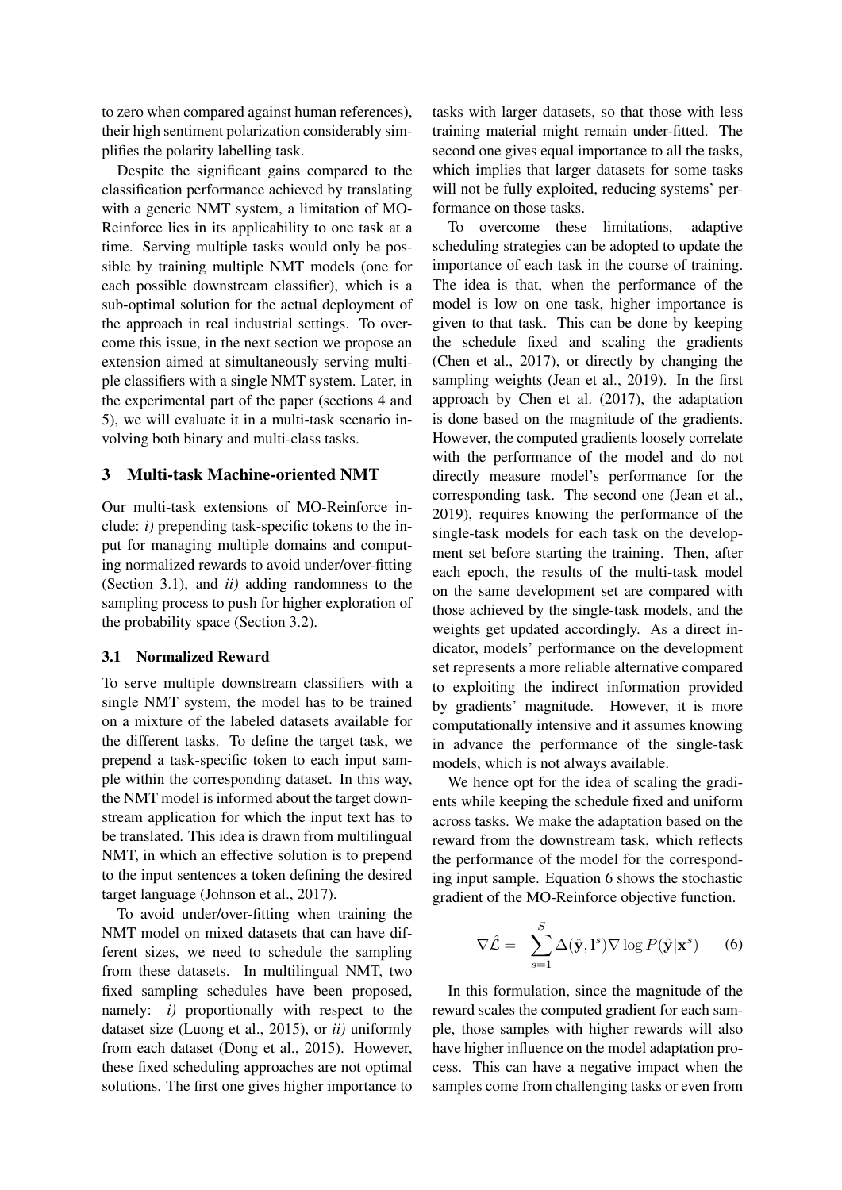to zero when compared against human references), their high sentiment polarization considerably simplifies the polarity labelling task.

Despite the significant gains compared to the classification performance achieved by translating with a generic NMT system, a limitation of MO-Reinforce lies in its applicability to one task at a time. Serving multiple tasks would only be possible by training multiple NMT models (one for each possible downstream classifier), which is a sub-optimal solution for the actual deployment of the approach in real industrial settings. To overcome this issue, in the next section we propose an extension aimed at simultaneously serving multiple classifiers with a single NMT system. Later, in the experimental part of the paper (sections 4 and 5), we will evaluate it in a multi-task scenario involving both binary and multi-class tasks.

## 3 Multi-task Machine-oriented NMT

Our multi-task extensions of MO-Reinforce include: *i)* prepending task-specific tokens to the input for managing multiple domains and computing normalized rewards to avoid under/over-fitting (Section 3.1), and *ii)* adding randomness to the sampling process to push for higher exploration of the probability space (Section 3.2).

### 3.1 Normalized Reward

To serve multiple downstream classifiers with a single NMT system, the model has to be trained on a mixture of the labeled datasets available for the different tasks. To define the target task, we prepend a task-specific token to each input sample within the corresponding dataset. In this way, the NMT model is informed about the target downstream application for which the input text has to be translated. This idea is drawn from multilingual NMT, in which an effective solution is to prepend to the input sentences a token defining the desired target language (Johnson et al., 2017).

To avoid under/over-fitting when training the NMT model on mixed datasets that can have different sizes, we need to schedule the sampling from these datasets. In multilingual NMT, two fixed sampling schedules have been proposed, namely: *i)* proportionally with respect to the dataset size (Luong et al., 2015), or *ii)* uniformly from each dataset (Dong et al., 2015). However, these fixed scheduling approaches are not optimal solutions. The first one gives higher importance to tasks with larger datasets, so that those with less training material might remain under-fitted. The second one gives equal importance to all the tasks, which implies that larger datasets for some tasks will not be fully exploited, reducing systems' performance on those tasks.

To overcome these limitations, adaptive scheduling strategies can be adopted to update the importance of each task in the course of training. The idea is that, when the performance of the model is low on one task, higher importance is given to that task. This can be done by keeping the schedule fixed and scaling the gradients (Chen et al., 2017), or directly by changing the sampling weights (Jean et al., 2019). In the first approach by Chen et al. (2017), the adaptation is done based on the magnitude of the gradients. However, the computed gradients loosely correlate with the performance of the model and do not directly measure model's performance for the corresponding task. The second one (Jean et al., 2019), requires knowing the performance of the single-task models for each task on the development set before starting the training. Then, after each epoch, the results of the multi-task model on the same development set are compared with those achieved by the single-task models, and the weights get updated accordingly. As a direct indicator, models' performance on the development set represents a more reliable alternative compared to exploiting the indirect information provided by gradients' magnitude. However, it is more computationally intensive and it assumes knowing in advance the performance of the single-task models, which is not always available.

We hence opt for the idea of scaling the gradients while keeping the schedule fixed and uniform across tasks. We make the adaptation based on the reward from the downstream task, which reflects the performance of the model for the corresponding input sample. Equation 6 shows the stochastic gradient of the MO-Reinforce objective function.

$$\nabla \hat{\mathcal{L}} = \sum_{s=1}^{S} \Delta(\hat{\mathbf{y}}, \mathbf{l}^s) \nabla \log P(\hat{\mathbf{y}}|\mathbf{x}^s) \qquad (6)$$

In this formulation, since the magnitude of the reward scales the computed gradient for each sample, those samples with higher rewards will also have higher influence on the model adaptation process. This can have a negative impact when the samples come from challenging tasks or even from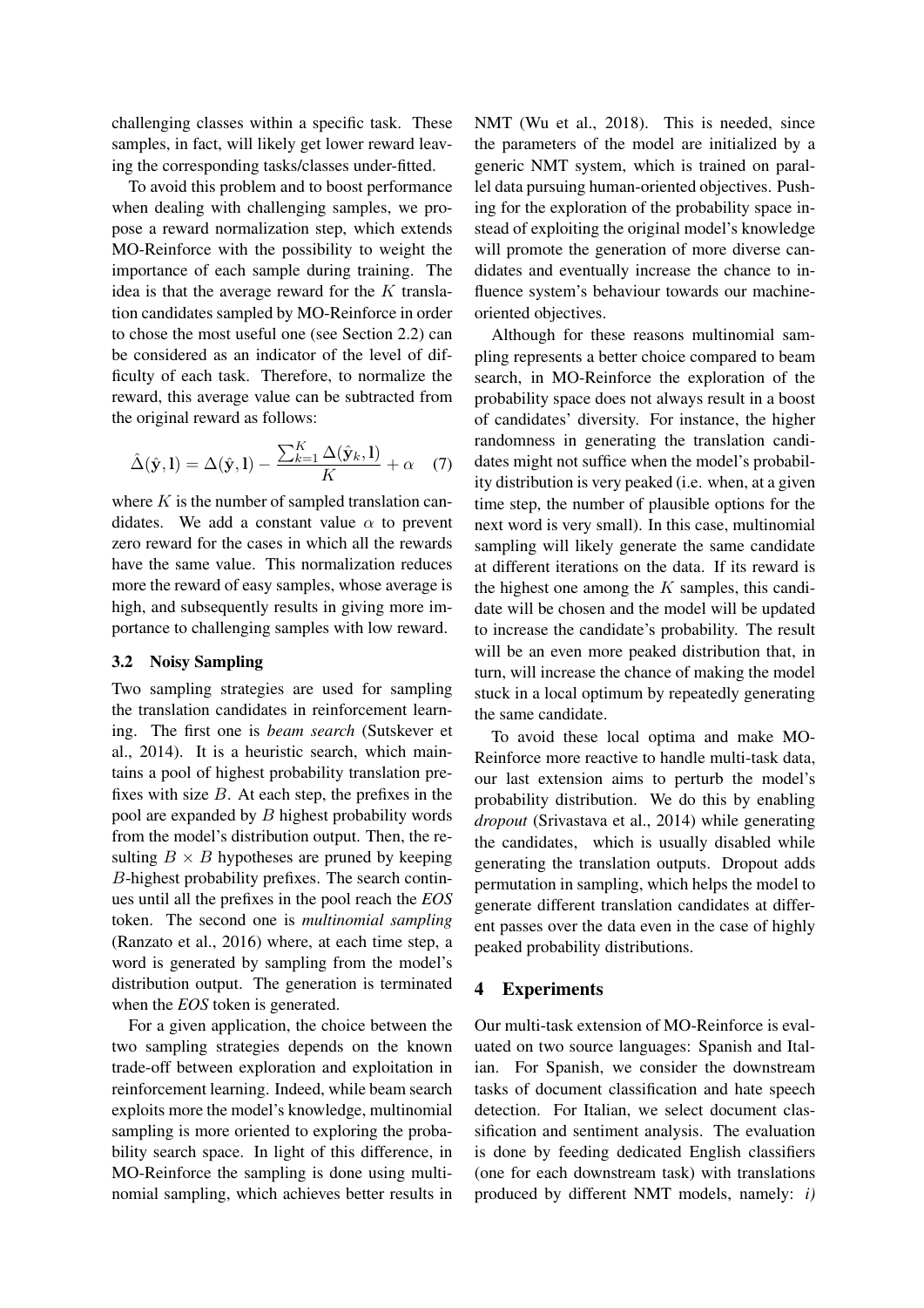challenging classes within a specific task. These samples, in fact, will likely get lower reward leaving the corresponding tasks/classes under-fitted.

To avoid this problem and to boost performance when dealing with challenging samples, we propose a reward normalization step, which extends MO-Reinforce with the possibility to weight the importance of each sample during training. The idea is that the average reward for the $K$ translation candidates sampled by MO-Reinforce in order to chose the most useful one (see Section 2.2) can be considered as an indicator of the level of difficulty of each task. Therefore, to normalize the reward, this average value can be subtracted from the original reward as follows:

$$\hat{\Delta}(\hat{\mathbf{y}}, \mathbf{l}) = \Delta(\hat{\mathbf{y}}, \mathbf{l}) - \frac{\sum_{k=1}^{K} \Delta(\hat{\mathbf{y}}_k, \mathbf{l})}{K} + \alpha \quad (7)$$

where $K$ is the number of sampled translation candidates. We add a constant value $\alpha$ to prevent zero reward for the cases in which all the rewards have the same value. This normalization reduces more the reward of easy samples, whose average is high, and subsequently results in giving more importance to challenging samples with low reward.

### 3.2 Noisy Sampling

Two sampling strategies are used for sampling the translation candidates in reinforcement learning. The first one is *beam search* (Sutskever et al., 2014). It is a heuristic search, which maintains a pool of highest probability translation prefixes with size $B$. At each step, the prefixes in the pool are expanded by $B$ highest probability words from the model's distribution output. Then, the resulting $B \times B$ hypotheses are pruned by keeping $B$-highest probability prefixes. The search continues until all the prefixes in the pool reach the *EOS* token. The second one is *multinomial sampling* (Ranzato et al., 2016) where, at each time step, a word is generated by sampling from the model's distribution output. The generation is terminated when the *EOS* token is generated.

For a given application, the choice between the two sampling strategies depends on the known trade-off between exploration and exploitation in reinforcement learning. Indeed, while beam search exploits more the model's knowledge, multinomial sampling is more oriented to exploring the probability search space. In light of this difference, in MO-Reinforce the sampling is done using multinomial sampling, which achieves better results in NMT (Wu et al., 2018). This is needed, since the parameters of the model are initialized by a generic NMT system, which is trained on parallel data pursuing human-oriented objectives. Pushing for the exploration of the probability space instead of exploiting the original model's knowledge will promote the generation of more diverse candidates and eventually increase the chance to influence system's behaviour towards our machine-oriented objectives.

Although for these reasons multinomial sampling represents a better choice compared to beam search, in MO-Reinforce the exploration of the probability space does not always result in a boost of candidates' diversity. For instance, the higher randomness in generating the translation candidates might not suffice when the model's probability distribution is very peaked (i.e. when, at a given time step, the number of plausible options for the next word is very small). In this case, multinomial sampling will likely generate the same candidate at different iterations on the data. If its reward is the highest one among the $K$ samples, this candidate will be chosen and the model will be updated to increase the candidate's probability. The result will be an even more peaked distribution that, in turn, will increase the chance of making the model stuck in a local optimum by repeatedly generating the same candidate.

To avoid these local optima and make MO-Reinforce more reactive to handle multi-task data, our last extension aims to perturb the model's probability distribution. We do this by enabling *dropout* (Srivastava et al., 2014) while generating the candidates, which is usually disabled while generating the translation outputs. Dropout adds permutation in sampling, which helps the model to generate different translation candidates at different passes over the data even in the case of highly peaked probability distributions.

## 4 Experiments

Our multi-task extension of MO-Reinforce is evaluated on two source languages: Spanish and Italian. For Spanish, we consider the downstream tasks of document classification and hate speech detection. For Italian, we select document classification and sentiment analysis. The evaluation is done by feeding dedicated English classifiers (one for each downstream task) with translations produced by different NMT models, namely: *i)*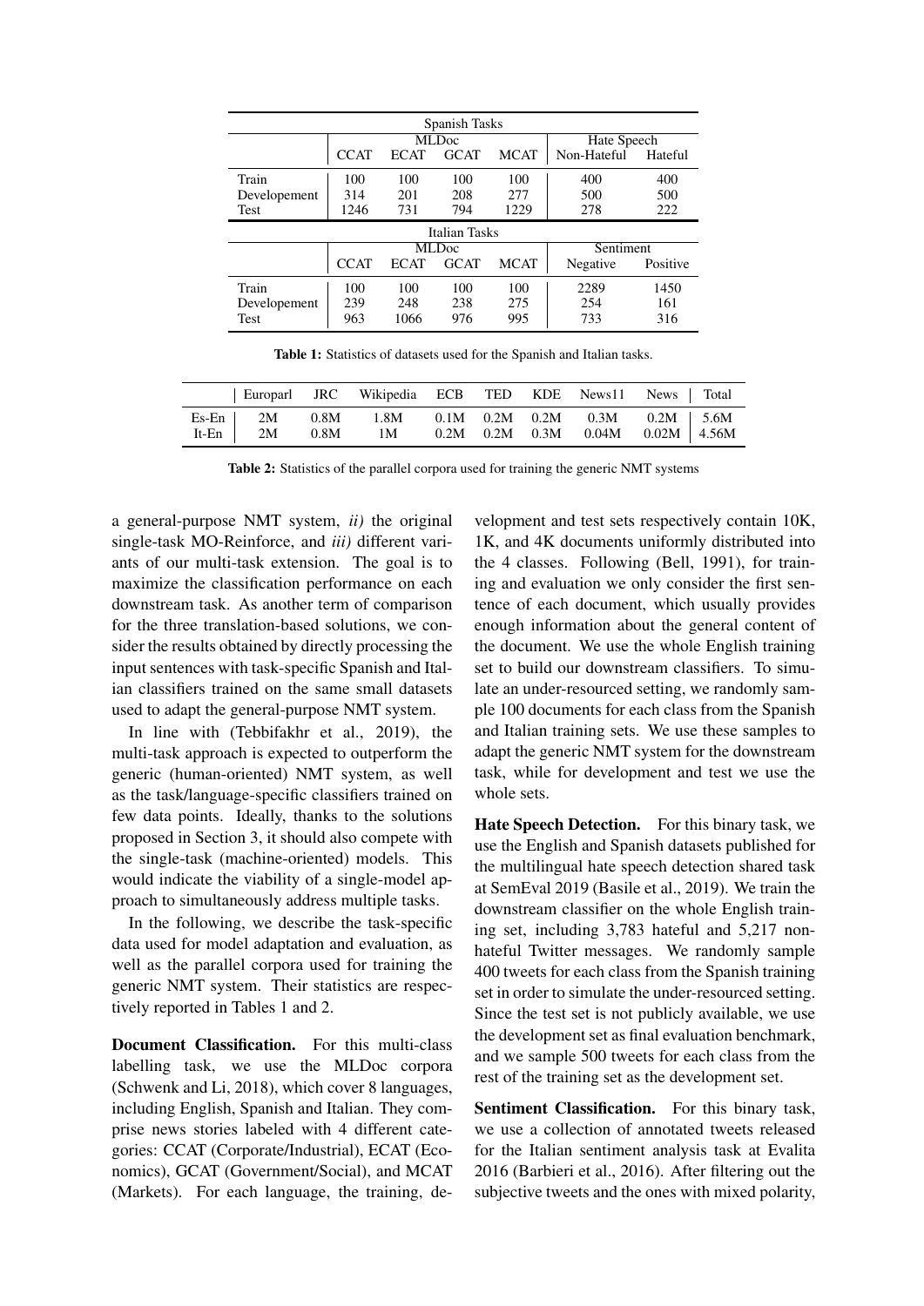| | Spanish Tasks | | | | | |
|---|---|---|---|---|---|---|
| | MLDoc | | | | Hate Speech | |
| | CCAT | ECAT | GCAT | MCAT | Non-Hateful | Hateful |
| Train | 100 | 100 | 100 | 100 | 400 | 400 |
| Developement | 314 | 201 | 208 | 277 | 500 | 500 |
| Test | 1246 | 731 | 794 | 1229 | 278 | 222 |
| | **Italian Tasks** | | | | | |
| | MLDoc | | | | Sentiment | |
| | CCAT | ECAT | GCAT | MCAT | Negative | Positive |
| Train | 100 | 100 | 100 | 100 | 2289 | 1450 |
| Developement | 239 | 248 | 238 | 275 | 254 | 161 |
| Test | 963 | 1066 | 976 | 995 | 733 | 316 |

**Table 1:** Statistics of datasets used for the Spanish and Italian tasks.

| | Europarl | JRC | Wikipedia | ECB | TED | KDE | News11 | News | Total |
|---|---|---|---|---|---|---|---|---|---|
| Es-En | 2M | 0.8M | 1.8M | 0.1M | 0.2M | 0.2M | 0.3M | 0.2M | 5.6M |
| It-En | 2M | 0.8M | 1M | 0.2M | 0.2M | 0.3M | 0.04M | 0.02M | 4.56M |

**Table 2:** Statistics of the parallel corpora used for training the generic NMT systems

a general-purpose NMT system, *ii)* the original single-task MO-Reinforce, and *iii)* different variants of our multi-task extension. The goal is to maximize the classification performance on each downstream task. As another term of comparison for the three translation-based solutions, we consider the results obtained by directly processing the input sentences with task-specific Spanish and Italian classifiers trained on the same small datasets used to adapt the general-purpose NMT system.

In line with (Tebbifakhr et al., 2019), the multi-task approach is expected to outperform the generic (human-oriented) NMT system, as well as the task/language-specific classifiers trained on few data points. Ideally, thanks to the solutions proposed in Section 3, it should also compete with the single-task (machine-oriented) models. This would indicate the viability of a single-model approach to simultaneously address multiple tasks.

In the following, we describe the task-specific data used for model adaptation and evaluation, as well as the parallel corpora used for training the generic NMT system. Their statistics are respectively reported in Tables 1 and 2.

**Document Classification.** For this multi-class labelling task, we use the MLDoc corpora (Schwenk and Li, 2018), which cover 8 languages, including English, Spanish and Italian. They comprise news stories labeled with 4 different categories: CCAT (Corporate/Industrial), ECAT (Economics), GCAT (Government/Social), and MCAT (Markets). For each language, the training, development and test sets respectively contain 10K, 1K, and 4K documents uniformly distributed into the 4 classes. Following (Bell, 1991), for training and evaluation we only consider the first sentence of each document, which usually provides enough information about the general content of the document. We use the whole English training set to build our downstream classifiers. To simulate an under-resourced setting, we randomly sample 100 documents for each class from the Spanish and Italian training sets. We use these samples to adapt the generic NMT system for the downstream task, while for development and test we use the whole sets.

**Hate Speech Detection.** For this binary task, we use the English and Spanish datasets published for the multilingual hate speech detection shared task at SemEval 2019 (Basile et al., 2019). We train the downstream classifier on the whole English training set, including 3,783 hateful and 5,217 non-hateful Twitter messages. We randomly sample 400 tweets for each class from the Spanish training set in order to simulate the under-resourced setting. Since the test set is not publicly available, we use the development set as final evaluation benchmark, and we sample 500 tweets for each class from the rest of the training set as the development set.

**Sentiment Classification.** For this binary task, we use a collection of annotated tweets released for the Italian sentiment analysis task at Evalita 2016 (Barbieri et al., 2016). After filtering out the subjective tweets and the ones with mixed polarity,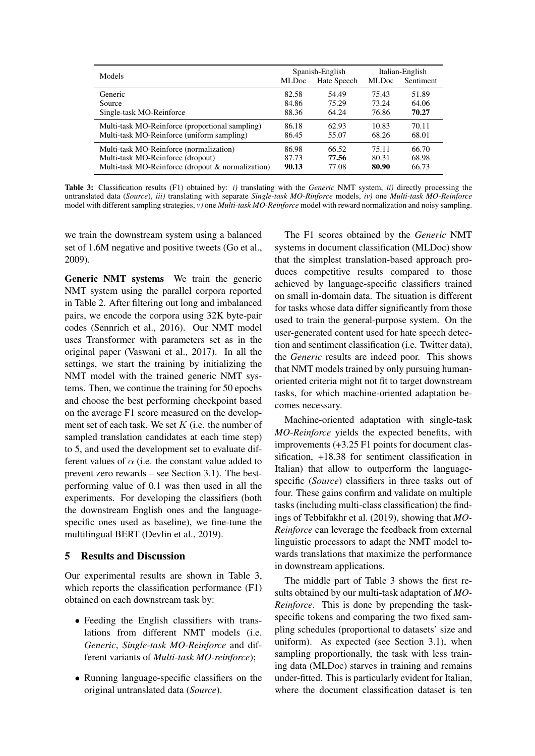| Models | Spanish-English | | Italian-English | |
|---|---|---|---|---|
| | MLDoc | Hate Speech | MLDoc | Sentiment |
| Generic | 82.58 | 54.49 | 75.43 | 51.89 |
| Source | 84.86 | 75.29 | 73.24 | 64.06 |
| Single-task MO-Reinforce | 88.36 | 64.24 | 76.86 | **70.27** |
| Multi-task MO-Reinforce (proportional sampling) | 86.18 | 62.93 | 10.83 | 70.11 |
| Multi-task MO-Reinforce (uniform sampling) | 86.45 | 55.07 | 68.26 | 68.01 |
| Multi-task MO-Reinforce (normalization) | 86.98 | 66.52 | 75.11 | 66.70 |
| Multi-task MO-Reinforce (dropout) | 87.73 | **77.56** | 80.31 | 68.98 |
| Multi-task MO-Reinforce (dropout & normalization) | **90.13** | 77.08 | **80.90** | 66.73 |

**Table 3:** Classification results (F1) obtained by: *i)* translating with the *Generic* NMT system, *ii)* directly processing the untranslated data (*Source*), *iii)* translating with separate *Single-task MO-Rinforce* models, *iv)* one *Multi-task MO-Reinforce* model with different sampling strategies, *v)* one *Multi-task MO-Reinforce* model with reward normalization and noisy sampling.

we train the downstream system using a balanced set of 1.6M negative and positive tweets (Go et al., 2009).

**Generic NMT systems** We train the generic NMT system using the parallel corpora reported in Table 2. After filtering out long and imbalanced pairs, we encode the corpora using 32K byte-pair codes (Sennrich et al., 2016). Our NMT model uses Transformer with parameters set as in the original paper (Vaswani et al., 2017). In all the settings, we start the training by initializing the NMT model with the trained generic NMT systems. Then, we continue the training for 50 epochs and choose the best performing checkpoint based on the average F1 score measured on the development set of each task. We set $K$ (i.e. the number of sampled translation candidates at each time step) to 5, and used the development set to evaluate different values of $\alpha$ (i.e. the constant value added to prevent zero rewards – see Section 3.1). The best-performing value of 0.1 was then used in all the experiments. For developing the classifiers (both the downstream English ones and the language-specific ones used as baseline), we fine-tune the multilingual BERT (Devlin et al., 2019).

## 5 Results and Discussion

Our experimental results are shown in Table 3, which reports the classification performance (F1) obtained on each downstream task by:

- Feeding the English classifiers with translations from different NMT models (i.e. *Generic*, *Single-task MO-Reinforce* and different variants of *Multi-task MO-reinforce*);
- Running language-specific classifiers on the original untranslated data (*Source*).

The F1 scores obtained by the *Generic* NMT systems in document classification (MLDoc) show that the simplest translation-based approach produces competitive results compared to those achieved by language-specific classifiers trained on small in-domain data. The situation is different for tasks whose data differ significantly from those used to train the general-purpose system. On the user-generated content used for hate speech detection and sentiment classification (i.e. Twitter data), the *Generic* results are indeed poor. This shows that NMT models trained by only pursuing human-oriented criteria might not fit to target downstream tasks, for which machine-oriented adaptation becomes necessary.

Machine-oriented adaptation with single-task *MO-Reinforce* yields the expected benefits, with improvements (+3.25 F1 points for document classification, +18.38 for sentiment classification in Italian) that allow to outperform the language-specific (*Source*) classifiers in three tasks out of four. These gains confirm and validate on multiple tasks (including multi-class classification) the findings of Tebbifakhr et al. (2019), showing that *MO-Reinforce* can leverage the feedback from external linguistic processors to adapt the NMT model towards translations that maximize the performance in downstream applications.

The middle part of Table 3 shows the first results obtained by our multi-task adaptation of *MO-Reinforce*. This is done by prepending the task-specific tokens and comparing the two fixed sampling schedules (proportional to datasets' size and uniform). As expected (see Section 3.1), when sampling proportionally, the task with less training data (MLDoc) starves in training and remains under-fitted. This is particularly evident for Italian, where the document classification dataset is ten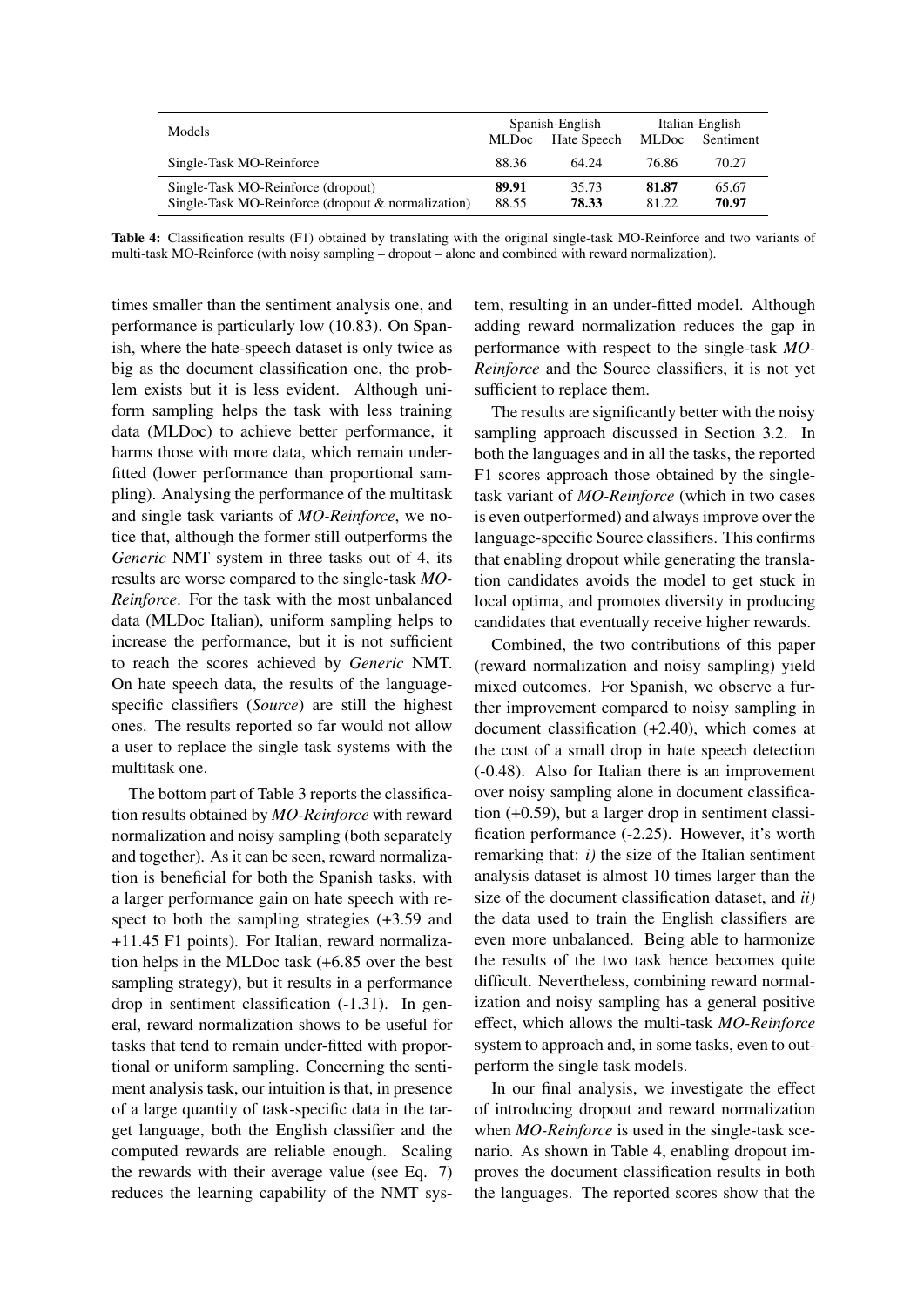| Models | Spanish-English | | Italian-English | |
|---|---|---|---|---|
| | MLDoc | Hate Speech | MLDoc | Sentiment |
| Single-Task MO-Reinforce | 88.36 | 64.24 | 76.86 | 70.27 |
| Single-Task MO-Reinforce (dropout) | **89.91** | 35.73 | **81.87** | 65.67 |
| Single-Task MO-Reinforce (dropout & normalization) | 88.55 | **78.33** | 81.22 | **70.97** |

**Table 4:** Classification results (F1) obtained by translating with the original single-task MO-Reinforce and two variants of multi-task MO-Reinforce (with noisy sampling – dropout – alone and combined with reward normalization).

times smaller than the sentiment analysis one, and performance is particularly low (10.83). On Spanish, where the hate-speech dataset is only twice as big as the document classification one, the problem exists but it is less evident. Although uniform sampling helps the task with less training data (MLDoc) to achieve better performance, it harms those with more data, which remain underfitted (lower performance than proportional sampling). Analysing the performance of the multitask and single task variants of *MO-Reinforce*, we notice that, although the former still outperforms the *Generic* NMT system in three tasks out of 4, its results are worse compared to the single-task *MO-Reinforce*. For the task with the most unbalanced data (MLDoc Italian), uniform sampling helps to increase the performance, but it is not sufficient to reach the scores achieved by *Generic* NMT. On hate speech data, the results of the language-specific classifiers (*Source*) are still the highest ones. The results reported so far would not allow a user to replace the single task systems with the multitask one.

The bottom part of Table 3 reports the classification results obtained by *MO-Reinforce* with reward normalization and noisy sampling (both separately and together). As it can be seen, reward normalization is beneficial for both the Spanish tasks, with a larger performance gain on hate speech with respect to both the sampling strategies (+3.59 and +11.45 F1 points). For Italian, reward normalization helps in the MLDoc task (+6.85 over the best sampling strategy), but it results in a performance drop in sentiment classification (-1.31). In general, reward normalization shows to be useful for tasks that tend to remain under-fitted with proportional or uniform sampling. Concerning the sentiment analysis task, our intuition is that, in presence of a large quantity of task-specific data in the target language, both the English classifier and the computed rewards are reliable enough. Scaling the rewards with their average value (see Eq. 7) reduces the learning capability of the NMT system, resulting in an under-fitted model. Although adding reward normalization reduces the gap in performance with respect to the single-task *MO-Reinforce* and the Source classifiers, it is not yet sufficient to replace them.

The results are significantly better with the noisy sampling approach discussed in Section 3.2. In both the languages and in all the tasks, the reported F1 scores approach those obtained by the single-task variant of *MO-Reinforce* (which in two cases is even outperformed) and always improve over the language-specific Source classifiers. This confirms that enabling dropout while generating the translation candidates avoids the model to get stuck in local optima, and promotes diversity in producing candidates that eventually receive higher rewards.

Combined, the two contributions of this paper (reward normalization and noisy sampling) yield mixed outcomes. For Spanish, we observe a further improvement compared to noisy sampling in document classification (+2.40), which comes at the cost of a small drop in hate speech detection (-0.48). Also for Italian there is an improvement over noisy sampling alone in document classification (+0.59), but a larger drop in sentiment classification performance (-2.25). However, it's worth remarking that: *i)* the size of the Italian sentiment analysis dataset is almost 10 times larger than the size of the document classification dataset, and *ii)* the data used to train the English classifiers are even more unbalanced. Being able to harmonize the results of the two task hence becomes quite difficult. Nevertheless, combining reward normalization and noisy sampling has a general positive effect, which allows the multi-task *MO-Reinforce* system to approach and, in some tasks, even to outperform the single task models.

In our final analysis, we investigate the effect of introducing dropout and reward normalization when *MO-Reinforce* is used in the single-task scenario. As shown in Table 4, enabling dropout improves the document classification results in both the languages. The reported scores show that the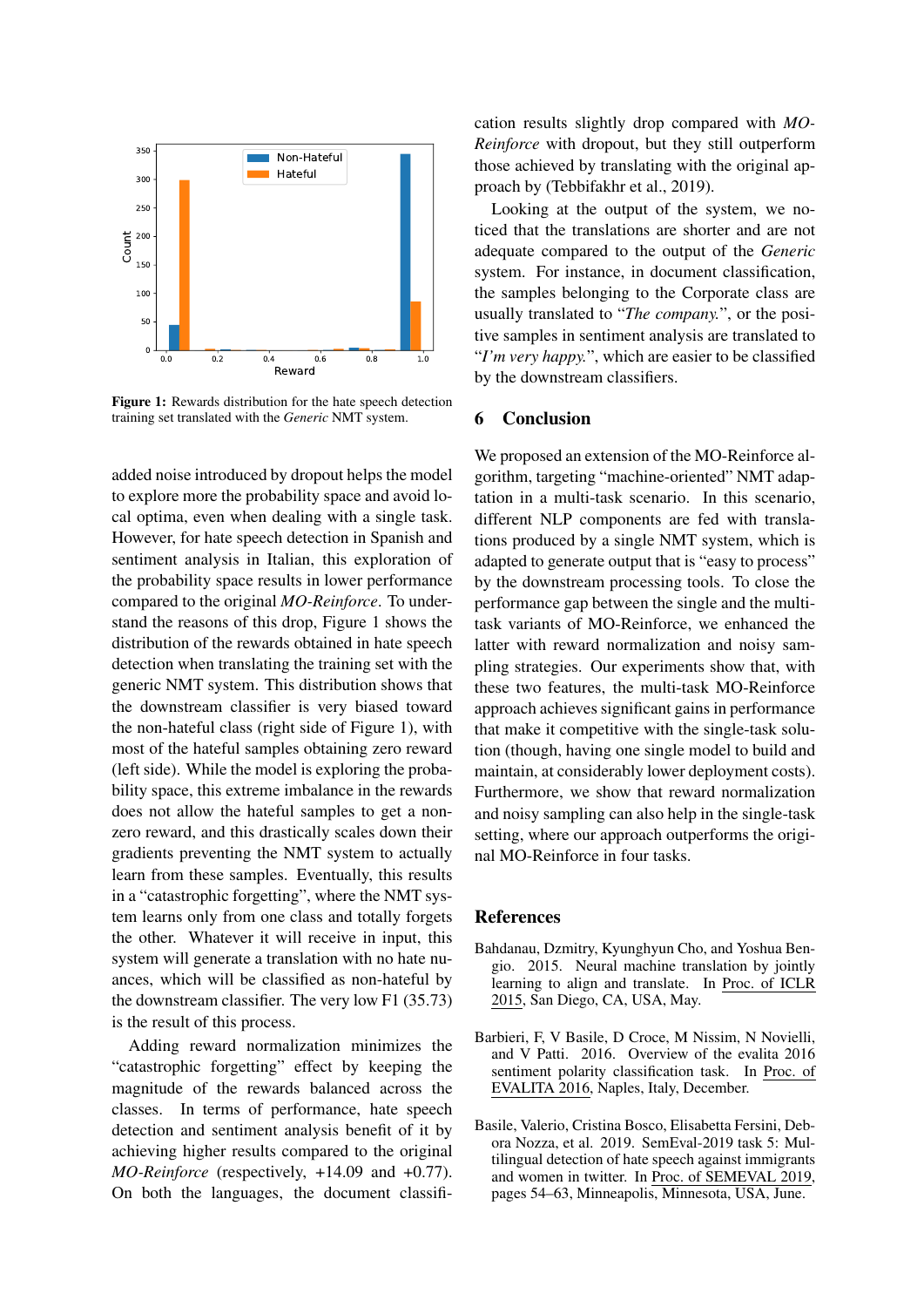**Figure 1:** Rewards distribution for the hate speech detection training set translated with the *Generic* NMT system.

added noise introduced by dropout helps the model to explore more the probability space and avoid local optima, even when dealing with a single task. However, for hate speech detection in Spanish and sentiment analysis in Italian, this exploration of the probability space results in lower performance compared to the original *MO-Reinforce*. To understand the reasons of this drop, Figure 1 shows the distribution of the rewards obtained in hate speech detection when translating the training set with the generic NMT system. This distribution shows that the downstream classifier is very biased toward the non-hateful class (right side of Figure 1), with most of the hateful samples obtaining zero reward (left side). While the model is exploring the probability space, this extreme imbalance in the rewards does not allow the hateful samples to get a non-zero reward, and this drastically scales down their gradients preventing the NMT system to actually learn from these samples. Eventually, this results in a "catastrophic forgetting", where the NMT system learns only from one class and totally forgets the other. Whatever it will receive in input, this system will generate a translation with no hate nuances, which will be classified as non-hateful by the downstream classifier. The very low F1 (35.73) is the result of this process.

Adding reward normalization minimizes the "catastrophic forgetting" effect by keeping the magnitude of the rewards balanced across the classes. In terms of performance, hate speech detection and sentiment analysis benefit of it by achieving higher results compared to the original *MO-Reinforce* (respectively, +14.09 and +0.77). On both the languages, the document classification results slightly drop compared with *MO-Reinforce* with dropout, but they still outperform those achieved by translating with the original approach by (Tebbifakhr et al., 2019).

Looking at the output of the system, we noticed that the translations are shorter and are not adequate compared to the output of the *Generic* system. For instance, in document classification, the samples belonging to the Corporate class are usually translated to "*The company.*", or the positive samples in sentiment analysis are translated to "*I'm very happy.*", which are easier to be classified by the downstream classifiers.

## 6 Conclusion

We proposed an extension of the MO-Reinforce algorithm, targeting "machine-oriented" NMT adaptation in a multi-task scenario. In this scenario, different NLP components are fed with translations produced by a single NMT system, which is adapted to generate output that is "easy to process" by the downstream processing tools. To close the performance gap between the single and the multi-task variants of MO-Reinforce, we enhanced the latter with reward normalization and noisy sampling strategies. Our experiments show that, with these two features, the multi-task MO-Reinforce approach achieves significant gains in performance that make it competitive with the single-task solution (though, having one single model to build and maintain, at considerably lower deployment costs). Furthermore, we show that reward normalization and noisy sampling can also help in the single-task setting, where our approach outperforms the original MO-Reinforce in four tasks.

## References

Bahdanau, Dzmitry, Kyunghyun Cho, and Yoshua Bengio. 2015. Neural machine translation by jointly learning to align and translate. In Proc. of ICLR 2015, San Diego, CA, USA, May.

Barbieri, F, V Basile, D Croce, M Nissim, N Novielli, and V Patti. 2016. Overview of the evalita 2016 sentiment polarity classification task. In Proc. of EVALITA 2016, Naples, Italy, December.

Basile, Valerio, Cristina Bosco, Elisabetta Fersini, Debora Nozza, et al. 2019. SemEval-2019 task 5: Multilingual detection of hate speech against immigrants and women in twitter. In Proc. of SEMEVAL 2019, pages 54–63, Minneapolis, Minnesota, USA, June.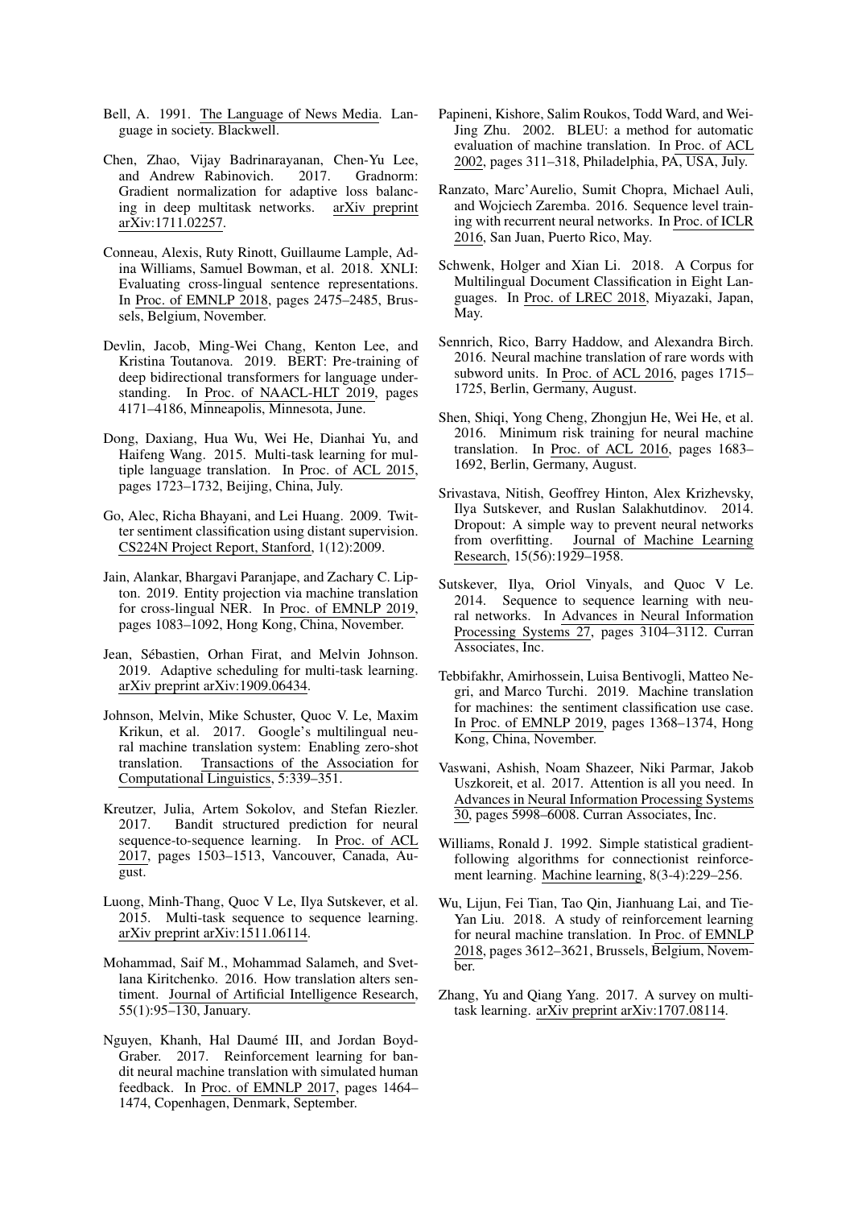Bell, A. 1991. The Language of News Media. Language in society. Blackwell.

Chen, Zhao, Vijay Badrinarayanan, Chen-Yu Lee, and Andrew Rabinovich. 2017. Gradnorm: Gradient normalization for adaptive loss balancing in deep multitask networks. arXiv preprint arXiv:1711.02257.

Conneau, Alexis, Ruty Rinott, Guillaume Lample, Adina Williams, Samuel Bowman, et al. 2018. XNLI: Evaluating cross-lingual sentence representations. In Proc. of EMNLP 2018, pages 2475–2485, Brussels, Belgium, November.

Devlin, Jacob, Ming-Wei Chang, Kenton Lee, and Kristina Toutanova. 2019. BERT: Pre-training of deep bidirectional transformers for language understanding. In Proc. of NAACL-HLT 2019, pages 4171–4186, Minneapolis, Minnesota, June.

Dong, Daxiang, Hua Wu, Wei He, Dianhai Yu, and Haifeng Wang. 2015. Multi-task learning for multiple language translation. In Proc. of ACL 2015, pages 1723–1732, Beijing, China, July.

Go, Alec, Richa Bhayani, and Lei Huang. 2009. Twitter sentiment classification using distant supervision. CS224N Project Report, Stanford, 1(12):2009.

Jain, Alankar, Bhargavi Paranjape, and Zachary C. Lipton. 2019. Entity projection via machine translation for cross-lingual NER. In Proc. of EMNLP 2019, pages 1083–1092, Hong Kong, China, November.

Jean, Sébastien, Orhan Firat, and Melvin Johnson. 2019. Adaptive scheduling for multi-task learning. arXiv preprint arXiv:1909.06434.

Johnson, Melvin, Mike Schuster, Quoc V. Le, Maxim Krikun, et al. 2017. Google's multilingual neural machine translation system: Enabling zero-shot translation. Transactions of the Association for Computational Linguistics, 5:339–351.

Kreutzer, Julia, Artem Sokolov, and Stefan Riezler. 2017. Bandit structured prediction for neural sequence-to-sequence learning. In Proc. of ACL 2017, pages 1503–1513, Vancouver, Canada, August.

Luong, Minh-Thang, Quoc V Le, Ilya Sutskever, et al. 2015. Multi-task sequence to sequence learning. arXiv preprint arXiv:1511.06114.

Mohammad, Saif M., Mohammad Salameh, and Svetlana Kiritchenko. 2016. How translation alters sentiment. Journal of Artificial Intelligence Research, 55(1):95–130, January.

Nguyen, Khanh, Hal Daumé III, and Jordan Boyd-Graber. 2017. Reinforcement learning for bandit neural machine translation with simulated human feedback. In Proc. of EMNLP 2017, pages 1464–1474, Copenhagen, Denmark, September.

Papineni, Kishore, Salim Roukos, Todd Ward, and Wei-Jing Zhu. 2002. BLEU: a method for automatic evaluation of machine translation. In Proc. of ACL 2002, pages 311–318, Philadelphia, PA, USA, July.

Ranzato, Marc'Aurelio, Sumit Chopra, Michael Auli, and Wojciech Zaremba. 2016. Sequence level training with recurrent neural networks. In Proc. of ICLR 2016, San Juan, Puerto Rico, May.

Schwenk, Holger and Xian Li. 2018. A Corpus for Multilingual Document Classification in Eight Languages. In Proc. of LREC 2018, Miyazaki, Japan, May.

Sennrich, Rico, Barry Haddow, and Alexandra Birch. 2016. Neural machine translation of rare words with subword units. In Proc. of ACL 2016, pages 1715–1725, Berlin, Germany, August.

Shen, Shiqi, Yong Cheng, Zhongjun He, Wei He, et al. 2016. Minimum risk training for neural machine translation. In Proc. of ACL 2016, pages 1683–1692, Berlin, Germany, August.

Srivastava, Nitish, Geoffrey Hinton, Alex Krizhevsky, Ilya Sutskever, and Ruslan Salakhutdinov. 2014. Dropout: A simple way to prevent neural networks from overfitting. Journal of Machine Learning Research, 15(56):1929–1958.

Sutskever, Ilya, Oriol Vinyals, and Quoc V Le. 2014. Sequence to sequence learning with neural networks. In Advances in Neural Information Processing Systems 27, pages 3104–3112. Curran Associates, Inc.

Tebbifakhr, Amirhossein, Luisa Bentivogli, Matteo Negri, and Marco Turchi. 2019. Machine translation for machines: the sentiment classification use case. In Proc. of EMNLP 2019, pages 1368–1374, Hong Kong, China, November.

Vaswani, Ashish, Noam Shazeer, Niki Parmar, Jakob Uszkoreit, et al. 2017. Attention is all you need. In Advances in Neural Information Processing Systems 30, pages 5998–6008. Curran Associates, Inc.

Williams, Ronald J. 1992. Simple statistical gradient-following algorithms for connectionist reinforcement learning. Machine learning, 8(3-4):229–256.

Wu, Lijun, Fei Tian, Tao Qin, Jianhuang Lai, and Tie-Yan Liu. 2018. A study of reinforcement learning for neural machine translation. In Proc. of EMNLP 2018, pages 3612–3621, Brussels, Belgium, November.

Zhang, Yu and Qiang Yang. 2017. A survey on multi-task learning. arXiv preprint arXiv:1707.08114.